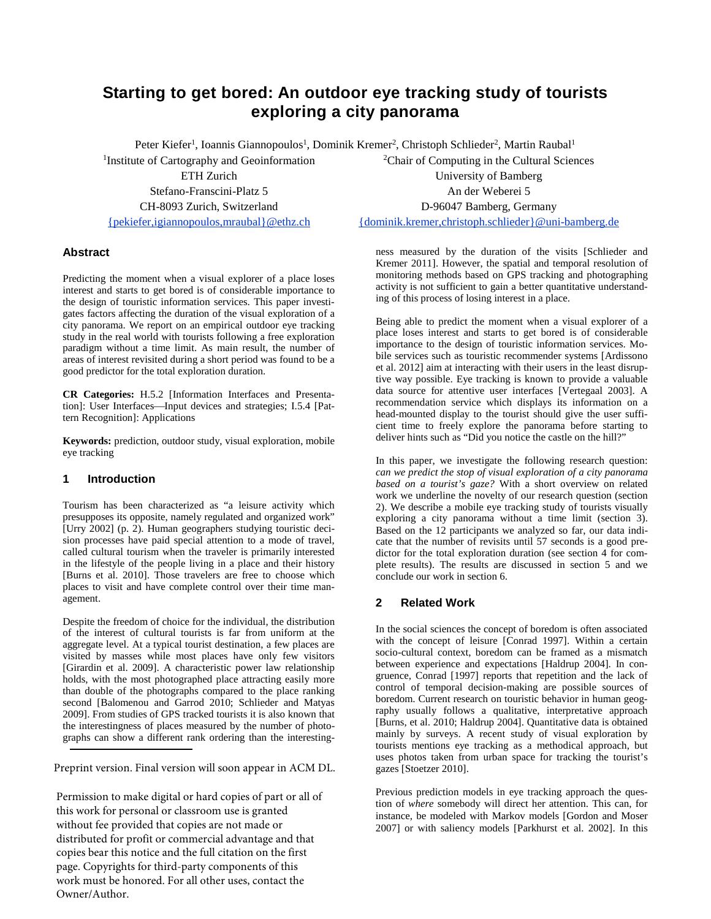# Starting to get bored: An outdoor eye tracking study of tourists exploring a city panorama

Peter Kiefer[1], Ioannis Giannopoulos[1], Dominik Kremer[2], Christoph Schlieder[2], Martin Raubal[1]

[1]Institute of Cartography and Geoinformation
ETH Zurich
Stefano-Franscini-Platz 5
CH-8093 Zurich, Switzerland
{pekiefer,igiannopoulos,mraubal}@ethz.ch

[2]Chair of Computing in the Cultural Sciences
University of Bamberg
An der Weberei 5
D-96047 Bamberg, Germany
{dominik.kremer,christoph.schlieder}@uni-bamberg.de

## Abstract

Predicting the moment when a visual explorer of a place loses interest and starts to get bored is of considerable importance to the design of touristic information services. This paper investigates factors affecting the duration of the visual exploration of a city panorama. We report on an empirical outdoor eye tracking study in the real world with tourists following a free exploration paradigm without a time limit. As main result, the number of areas of interest revisited during a short period was found to be a good predictor for the total exploration duration.

**CR Categories:** H.5.2 [Information Interfaces and Presentation]: User Interfaces—Input devices and strategies; I.5.4 [Pattern Recognition]: Applications

**Keywords:** prediction, outdoor study, visual exploration, mobile eye tracking

## 1 Introduction

Tourism has been characterized as "a leisure activity which presupposes its opposite, namely regulated and organized work" [Urry 2002] (p. 2). Human geographers studying touristic decision processes have paid special attention to a mode of travel, called cultural tourism when the traveler is primarily interested in the lifestyle of the people living in a place and their history [Burns et al. 2010]. Those travelers are free to choose which places to visit and have complete control over their time management.

Despite the freedom of choice for the individual, the distribution of the interest of cultural tourists is far from uniform at the aggregate level. At a typical tourist destination, a few places are visited by masses while most places have only few visitors [Girardin et al. 2009]. A characteristic power law relationship holds, with the most photographed place attracting easily more than double of the photographs compared to the place ranking second [Balomenou and Garrod 2010; Schlieder and Matyas 2009]. From studies of GPS tracked tourists it is also known that the interestingness of places measured by the number of photographs can show a different rank ordering than the interestingness measured by the duration of the visits [Schlieder and Kremer 2011]. However, the spatial and temporal resolution of monitoring methods based on GPS tracking and photographing activity is not sufficient to gain a better quantitative understanding of this process of losing interest in a place.

Being able to predict the moment when a visual explorer of a place loses interest and starts to get bored is of considerable importance to the design of touristic information services. Mobile services such as touristic recommender systems [Ardissono et al. 2012] aim at interacting with their users in the least disruptive way possible. Eye tracking is known to provide a valuable data source for attentive user interfaces [Vertegaal 2003]. A recommendation service which displays its information on a head-mounted display to the tourist should give the user sufficient time to freely explore the panorama before starting to deliver hints such as "Did you notice the castle on the hill?"

In this paper, we investigate the following research question: *can we predict the stop of visual exploration of a city panorama based on a tourist's gaze?* With a short overview on related work we underline the novelty of our research question (section 2). We describe a mobile eye tracking study of tourists visually exploring a city panorama without a time limit (section 3). Based on the 12 participants we analyzed so far, our data indicate that the number of revisits until 57 seconds is a good predictor for the total exploration duration (see section 4 for complete results). The results are discussed in section 5 and we conclude our work in section 6.

## 2 Related Work

In the social sciences the concept of boredom is often associated with the concept of leisure [Conrad 1997]. Within a certain socio-cultural context, boredom can be framed as a mismatch between experience and expectations [Haldrup 2004]. In congruence, Conrad [1997] reports that repetition and the lack of control of temporal decision-making are possible sources of boredom. Current research on touristic behavior in human geography usually follows a qualitative, interpretative approach [Burns, et al. 2010; Haldrup 2004]. Quantitative data is obtained mainly by surveys. A recent study of visual exploration by tourists mentions eye tracking as a methodical approach, but uses photos taken from urban space for tracking the tourist's gazes [Stoetzer 2010].

Previous prediction models in eye tracking approach the question of *where* somebody will direct her attention. This can, for instance, be modeled with Markov models [Gordon and Moser 2007] or with saliency models [Parkhurst et al. 2002]. In this

---

Preprint version. Final version will soon appear in ACM DL.

Permission to make digital or hard copies of part or all of this work for personal or classroom use is granted without fee provided that copies are not made or distributed for profit or commercial advantage and that copies bear this notice and the full citation on the first page. Copyrights for third-party components of this work must be honored. For all other uses, contact the Owner/Author.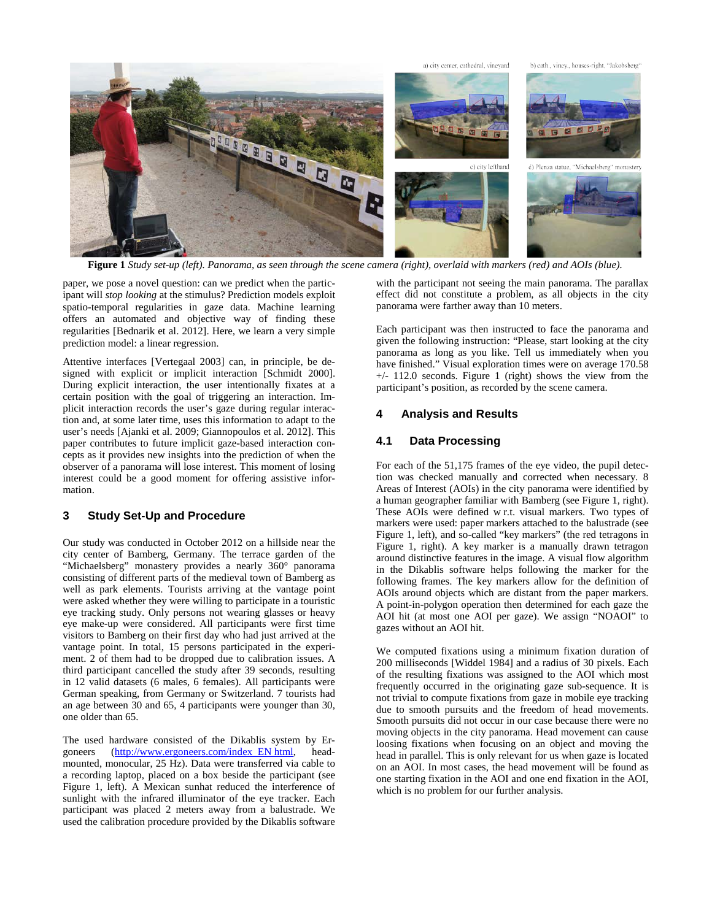**Figure 1** *Study set-up (left). Panorama, as seen through the scene camera (right), overlaid with markers (red) and AOIs (blue).*

paper, we pose a novel question: can we predict when the participant will *stop looking* at the stimulus? Prediction models exploit spatio-temporal regularities in gaze data. Machine learning offers an automated and objective way of finding these regularities [Bednarik et al. 2012]. Here, we learn a very simple prediction model: a linear regression.

Attentive interfaces [Vertegaal 2003] can, in principle, be designed with explicit or implicit interaction [Schmidt 2000]. During explicit interaction, the user intentionally fixates at a certain position with the goal of triggering an interaction. Implicit interaction records the user's gaze during regular interaction and, at some later time, uses this information to adapt to the user's needs [Ajanki et al. 2009; Giannopoulos et al. 2012]. This paper contributes to future implicit gaze-based interaction concepts as it provides new insights into the prediction of when the observer of a panorama will lose interest. This moment of losing interest could be a good moment for offering assistive information.

## 3 Study Set-Up and Procedure

Our study was conducted in October 2012 on a hillside near the city center of Bamberg, Germany. The terrace garden of the "Michaelsberg" monastery provides a nearly 360° panorama consisting of different parts of the medieval town of Bamberg as well as park elements. Tourists arriving at the vantage point were asked whether they were willing to participate in a touristic eye tracking study. Only persons not wearing glasses or heavy eye make-up were considered. All participants were first time visitors to Bamberg on their first day who had just arrived at the vantage point. In total, 15 persons participated in the experiment. 2 of them had to be dropped due to calibration issues. A third participant cancelled the study after 39 seconds, resulting in 12 valid datasets (6 males, 6 females). All participants were German speaking, from Germany or Switzerland. 7 tourists had an age between 30 and 65, 4 participants were younger than 30, one older than 65.

The used hardware consisted of the Dikablis system by Ergoneers (http://www.ergoneers.com/index_EN html, head-mounted, monocular, 25 Hz). Data were transferred via cable to a recording laptop, placed on a box beside the participant (see Figure 1, left). A Mexican sunhat reduced the interference of sunlight with the infrared illuminator of the eye tracker. Each participant was placed 2 meters away from a balustrade. We used the calibration procedure provided by the Dikablis software with the participant not seeing the main panorama. The parallax effect did not constitute a problem, as all objects in the city panorama were farther away than 10 meters.

Each participant was then instructed to face the panorama and given the following instruction: "Please, start looking at the city panorama as long as you like. Tell us immediately when you have finished." Visual exploration times were on average 170.58 +/- 112.0 seconds. Figure 1 (right) shows the view from the participant's position, as recorded by the scene camera.

## 4 Analysis and Results

### 4.1 Data Processing

For each of the 51,175 frames of the eye video, the pupil detection was checked manually and corrected when necessary. 8 Areas of Interest (AOIs) in the city panorama were identified by a human geographer familiar with Bamberg (see Figure 1, right). These AOIs were defined w r.t. visual markers. Two types of markers were used: paper markers attached to the balustrade (see Figure 1, left), and so-called "key markers" (the red tetragons in Figure 1, right). A key marker is a manually drawn tetragon around distinctive features in the image. A visual flow algorithm in the Dikablis software helps following the marker for the following frames. The key markers allow for the definition of AOIs around objects which are distant from the paper markers. A point-in-polygon operation then determined for each gaze the AOI hit (at most one AOI per gaze). We assign "NOAOI" to gazes without an AOI hit.

We computed fixations using a minimum fixation duration of 200 milliseconds [Widdel 1984] and a radius of 30 pixels. Each of the resulting fixations was assigned to the AOI which most frequently occurred in the originating gaze sub-sequence. It is not trivial to compute fixations from gaze in mobile eye tracking due to smooth pursuits and the freedom of head movements. Smooth pursuits did not occur in our case because there were no moving objects in the city panorama. Head movement can cause loosing fixations when focusing on an object and moving the head in parallel. This is only relevant for us when gaze is located on an AOI. In most cases, the head movement will be found as one starting fixation in the AOI and one end fixation in the AOI, which is no problem for our further analysis.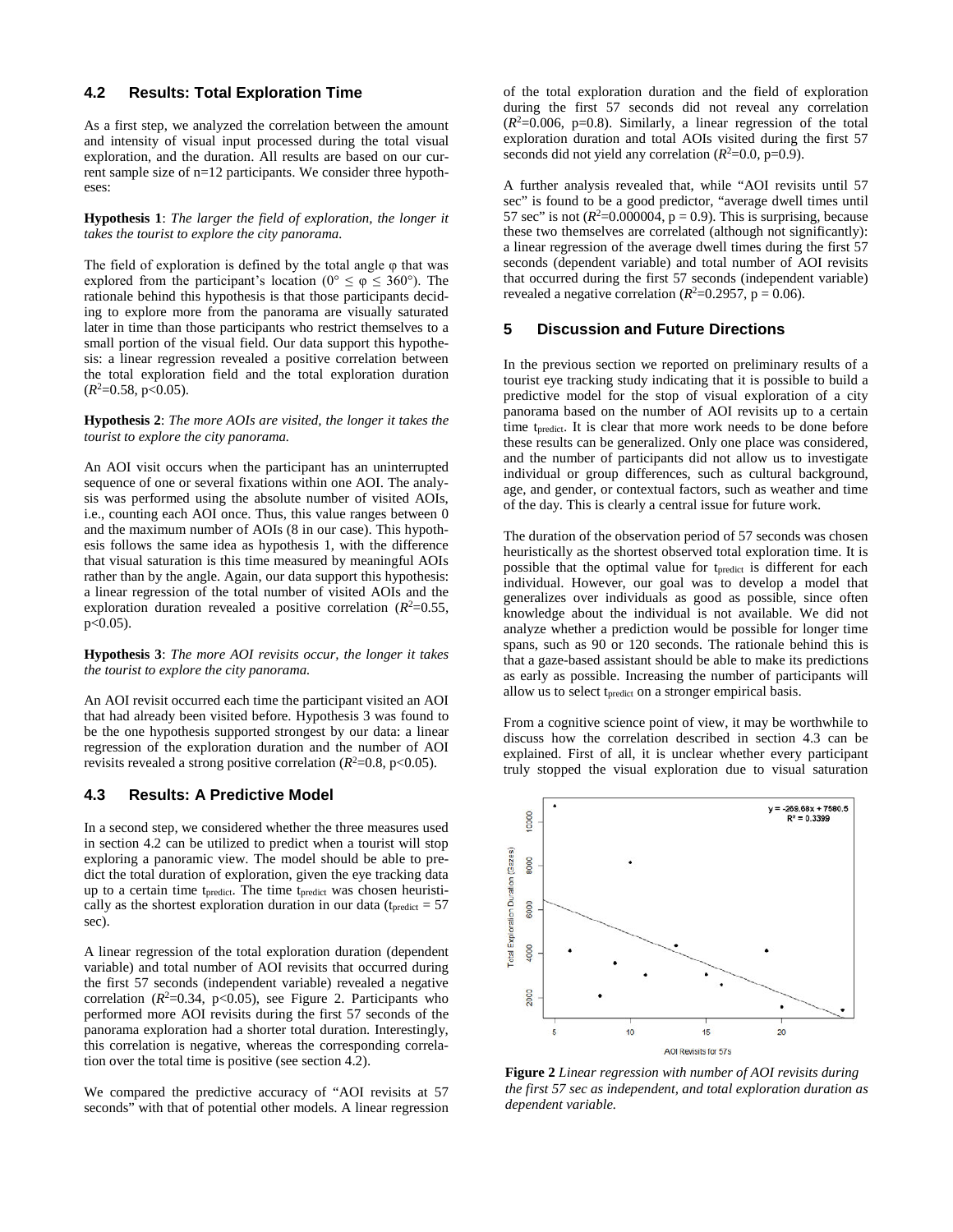## 4.2 Results: Total Exploration Time

As a first step, we analyzed the correlation between the amount and intensity of visual input processed during the total visual exploration, and the duration. All results are based on our current sample size of n=12 participants. We consider three hypotheses:

**Hypothesis 1**: *The larger the field of exploration, the longer it takes the tourist to explore the city panorama.*

The field of exploration is defined by the total angle φ that was explored from the participant's location ($0° \leq \varphi \leq 360°$). The rationale behind this hypothesis is that those participants deciding to explore more from the panorama are visually saturated later in time than those participants who restrict themselves to a small portion of the visual field. Our data support this hypothesis: a linear regression revealed a positive correlation between the total exploration field and the total exploration duration ($R^2$=0.58, $p<0.05$).

**Hypothesis 2**: *The more AOIs are visited, the longer it takes the tourist to explore the city panorama.*

An AOI visit occurs when the participant has an uninterrupted sequence of one or several fixations within one AOI. The analysis was performed using the absolute number of visited AOIs, i.e., counting each AOI once. Thus, this value ranges between 0 and the maximum number of AOIs (8 in our case). This hypothesis follows the same idea as hypothesis 1, with the difference that visual saturation is this time measured by meaningful AOIs rather than by the angle. Again, our data support this hypothesis: a linear regression of the total number of visited AOIs and the exploration duration revealed a positive correlation ($R^2$=0.55, $p<0.05$).

**Hypothesis 3**: *The more AOI revisits occur, the longer it takes the tourist to explore the city panorama.*

An AOI revisit occurred each time the participant visited an AOI that had already been visited before. Hypothesis 3 was found to be the one hypothesis supported strongest by our data: a linear regression of the exploration duration and the number of AOI revisits revealed a strong positive correlation ($R^2$=0.8, $p<0.05$).

## 4.3 Results: A Predictive Model

In a second step, we considered whether the three measures used in section 4.2 can be utilized to predict when a tourist will stop exploring a panoramic view. The model should be able to predict the total duration of exploration, given the eye tracking data up to a certain time $t_{predict}$. The time $t_{predict}$ was chosen heuristically as the shortest exploration duration in our data ($t_{predict}$ = 57 sec).

A linear regression of the total exploration duration (dependent variable) and total number of AOI revisits that occurred during the first 57 seconds (independent variable) revealed a negative correlation ($R^2$=0.34, $p<0.05$), see Figure 2. Participants who performed more AOI revisits during the first 57 seconds of the panorama exploration had a shorter total duration. Interestingly, this correlation is negative, whereas the corresponding correlation over the total time is positive (see section 4.2).

We compared the predictive accuracy of "AOI revisits at 57 seconds" with that of potential other models. A linear regression of the total exploration duration and the field of exploration during the first 57 seconds did not reveal any correlation ($R^2$=0.006, p=0.8). Similarly, a linear regression of the total exploration duration and total AOIs visited during the first 57 seconds did not yield any correlation ($R^2$=0.0, p=0.9).

A further analysis revealed that, while "AOI revisits until 57 sec" is found to be a good predictor, "average dwell times until 57 sec" is not ($R^2$=0.000004, p = 0.9). This is surprising, because these two themselves are correlated (although not significantly): a linear regression of the average dwell times during the first 57 seconds (dependent variable) and total number of AOI revisits that occurred during the first 57 seconds (independent variable) revealed a negative correlation ($R^2$=0.2957, p = 0.06).

## 5 Discussion and Future Directions

In the previous section we reported on preliminary results of a tourist eye tracking study indicating that it is possible to build a predictive model for the stop of visual exploration of a city panorama based on the number of AOI revisits up to a certain time $t_{predict}$. It is clear that more work needs to be done before these results can be generalized. Only one place was considered, and the number of participants did not allow us to investigate individual or group differences, such as cultural background, age, and gender, or contextual factors, such as weather and time of the day. This is clearly a central issue for future work.

The duration of the observation period of 57 seconds was chosen heuristically as the shortest observed total exploration time. It is possible that the optimal value for $t_{predict}$ is different for each individual. However, our goal was to develop a model that generalizes over individuals as good as possible, since often knowledge about the individual is not available. We did not analyze whether a prediction would be possible for longer time spans, such as 90 or 120 seconds. The rationale behind this is that a gaze-based assistant should be able to make its predictions as early as possible. Increasing the number of participants will allow us to select $t_{predict}$ on a stronger empirical basis.

From a cognitive science point of view, it may be worthwhile to discuss how the correlation described in section 4.3 can be explained. First of all, it is unclear whether every participant truly stopped the visual exploration due to visual saturation

**Figure 2** *Linear regression with number of AOI revisits during the first 57 sec as independent, and total exploration duration as dependent variable.*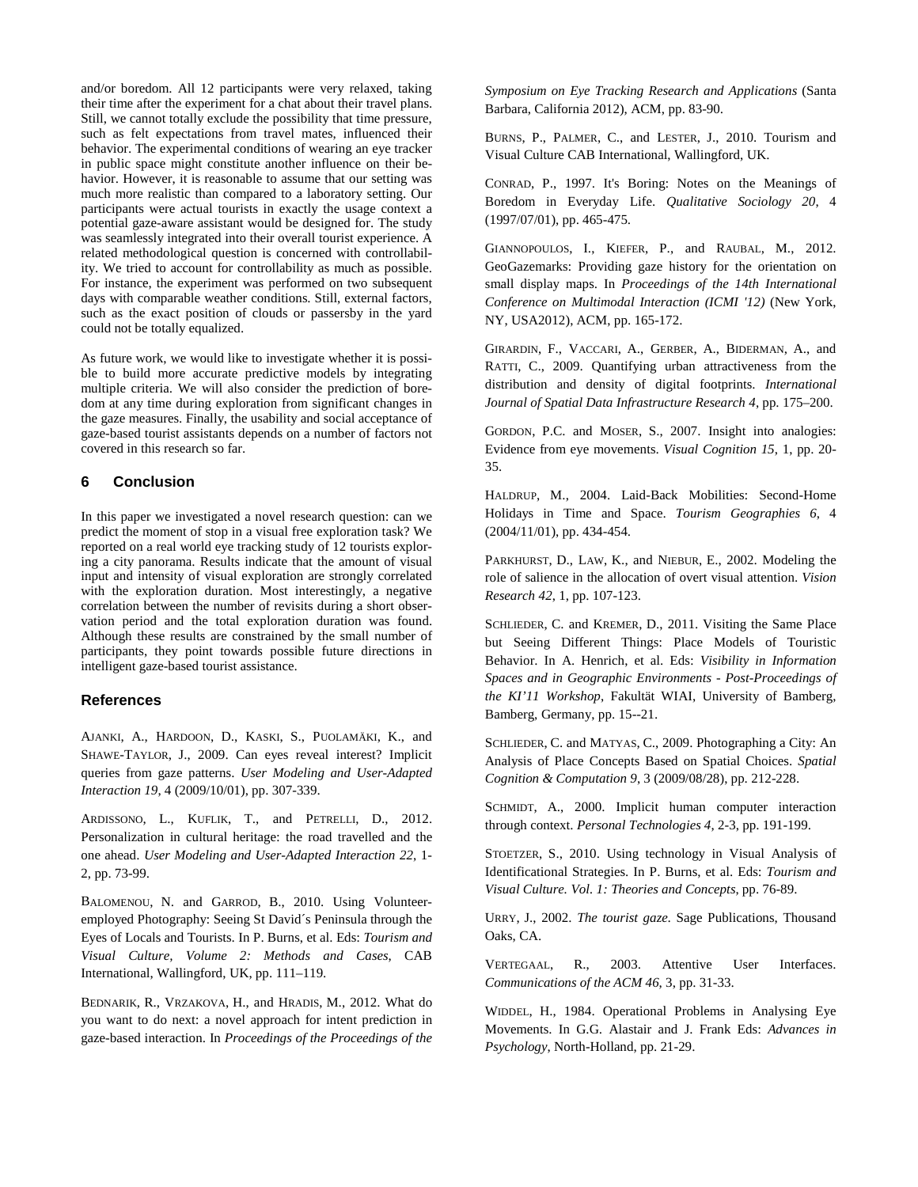and/or boredom. All 12 participants were very relaxed, taking their time after the experiment for a chat about their travel plans. Still, we cannot totally exclude the possibility that time pressure, such as felt expectations from travel mates, influenced their behavior. The experimental conditions of wearing an eye tracker in public space might constitute another influence on their behavior. However, it is reasonable to assume that our setting was much more realistic than compared to a laboratory setting. Our participants were actual tourists in exactly the usage context a potential gaze-aware assistant would be designed for. The study was seamlessly integrated into their overall tourist experience. A related methodological question is concerned with controllability. We tried to account for controllability as much as possible. For instance, the experiment was performed on two subsequent days with comparable weather conditions. Still, external factors, such as the exact position of clouds or passersby in the yard could not be totally equalized.

As future work, we would like to investigate whether it is possible to build more accurate predictive models by integrating multiple criteria. We will also consider the prediction of boredom at any time during exploration from significant changes in the gaze measures. Finally, the usability and social acceptance of gaze-based tourist assistants depends on a number of factors not covered in this research so far.

## 6 Conclusion

In this paper we investigated a novel research question: can we predict the moment of stop in a visual free exploration task? We reported on a real world eye tracking study of 12 tourists exploring a city panorama. Results indicate that the amount of visual input and intensity of visual exploration are strongly correlated with the exploration duration. Most interestingly, a negative correlation between the number of revisits during a short observation period and the total exploration duration was found. Although these results are constrained by the small number of participants, they point towards possible future directions in intelligent gaze-based tourist assistance.

## References

AJANKI, A., HARDOON, D., KASKI, S., PUOLAMÄKI, K., and SHAWE-TAYLOR, J., 2009. Can eyes reveal interest? Implicit queries from gaze patterns. *User Modeling and User-Adapted Interaction 19*, 4 (2009/10/01), pp. 307-339.

ARDISSONO, L., KUFLIK, T., and PETRELLI, D., 2012. Personalization in cultural heritage: the road travelled and the one ahead. *User Modeling and User-Adapted Interaction 22*, 1-2, pp. 73-99.

BALOMENOU, N. and GARROD, B., 2010. Using Volunteer-employed Photography: Seeing St David´s Peninsula through the Eyes of Locals and Tourists. In P. Burns, et al. Eds: *Tourism and Visual Culture, Volume 2: Methods and Cases*, CAB International, Wallingford, UK, pp. 111–119.

BEDNARIK, R., VRZAKOVA, H., and HRADIS, M., 2012. What do you want to do next: a novel approach for intent prediction in gaze-based interaction. In *Proceedings of the Proceedings of the Symposium on Eye Tracking Research and Applications* (Santa Barbara, California 2012), ACM, pp. 83-90.

BURNS, P., PALMER, C., and LESTER, J., 2010. Tourism and Visual Culture CAB International, Wallingford, UK.

CONRAD, P., 1997. It's Boring: Notes on the Meanings of Boredom in Everyday Life. *Qualitative Sociology 20*, 4 (1997/07/01), pp. 465-475.

GIANNOPOULOS, I., KIEFER, P., and RAUBAL, M., 2012. GeoGazemarks: Providing gaze history for the orientation on small display maps. In *Proceedings of the 14th International Conference on Multimodal Interaction (ICMI '12)* (New York, NY, USA2012), ACM, pp. 165-172.

GIRARDIN, F., VACCARI, A., GERBER, A., BIDERMAN, A., and RATTI, C., 2009. Quantifying urban attractiveness from the distribution and density of digital footprints. *International Journal of Spatial Data Infrastructure Research 4*, pp. 175–200.

GORDON, P.C. and MOSER, S., 2007. Insight into analogies: Evidence from eye movements. *Visual Cognition 15*, 1, pp. 20-35.

HALDRUP, M., 2004. Laid-Back Mobilities: Second-Home Holidays in Time and Space. *Tourism Geographies 6*, 4 (2004/11/01), pp. 434-454.

PARKHURST, D., LAW, K., and NIEBUR, E., 2002. Modeling the role of salience in the allocation of overt visual attention. *Vision Research 42*, 1, pp. 107-123.

SCHLIEDER, C. and KREMER, D., 2011. Visiting the Same Place but Seeing Different Things: Place Models of Touristic Behavior. In A. Henrich, et al. Eds: *Visibility in Information Spaces and in Geographic Environments - Post-Proceedings of the KI'11 Workshop*, Fakultät WIAI, University of Bamberg, Bamberg, Germany, pp. 15--21.

SCHLIEDER, C. and MATYAS, C., 2009. Photographing a City: An Analysis of Place Concepts Based on Spatial Choices. *Spatial Cognition & Computation 9*, 3 (2009/08/28), pp. 212-228.

SCHMIDT, A., 2000. Implicit human computer interaction through context. *Personal Technologies 4*, 2-3, pp. 191-199.

STOETZER, S., 2010. Using technology in Visual Analysis of Identificational Strategies. In P. Burns, et al. Eds: *Tourism and Visual Culture. Vol. 1: Theories and Concepts*, pp. 76-89.

URRY, J., 2002. *The tourist gaze*. Sage Publications, Thousand Oaks, CA.

VERTEGAAL, R., 2003. Attentive User Interfaces. *Communications of the ACM 46*, 3, pp. 31-33.

WIDDEL, H., 1984. Operational Problems in Analysing Eye Movements. In G.G. Alastair and J. Frank Eds: *Advances in Psychology*, North-Holland, pp. 21-29.